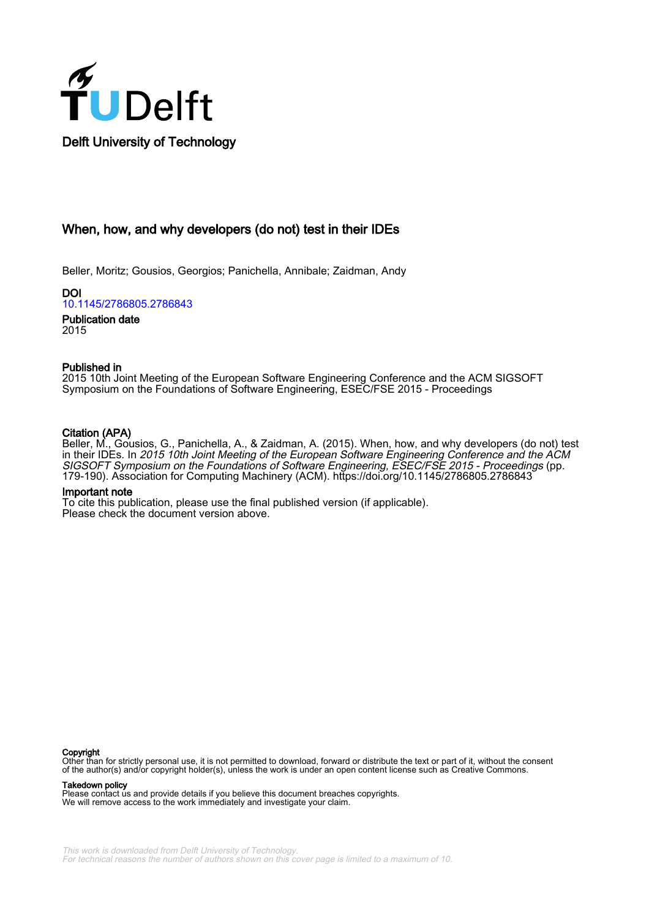Delft University of Technology

# When, how, and why developers (do not) test in their IDEs

Beller, Moritz; Gousios, Georgios; Panichella, Annibale; Zaidman, Andy

**DOI**
10.1145/2786805.2786843

**Publication date**
2015

**Published in**
2015 10th Joint Meeting of the European Software Engineering Conference and the ACM SIGSOFT Symposium on the Foundations of Software Engineering, ESEC/FSE 2015 - Proceedings

**Citation (APA)**
Beller, M., Gousios, G., Panichella, A., & Zaidman, A. (2015). When, how, and why developers (do not) test in their IDEs. In *2015 10th Joint Meeting of the European Software Engineering Conference and the ACM SIGSOFT Symposium on the Foundations of Software Engineering, ESEC/FSE 2015 - Proceedings* (pp. 179-190). Association for Computing Machinery (ACM). https://doi.org/10.1145/2786805.2786843

**Important note**
To cite this publication, please use the final published version (if applicable).
Please check the document version above.

**Copyright**
Other than for strictly personal use, it is not permitted to download, forward or distribute the text or part of it, without the consent of the author(s) and/or copyright holder(s), unless the work is under an open content license such as Creative Commons.

**Takedown policy**
Please contact us and provide details if you believe this document breaches copyrights.
We will remove access to the work immediately and investigate your claim.

*This work is downloaded from Delft University of Technology.*
*For technical reasons the number of authors shown on this cover page is limited to a maximum of 10.*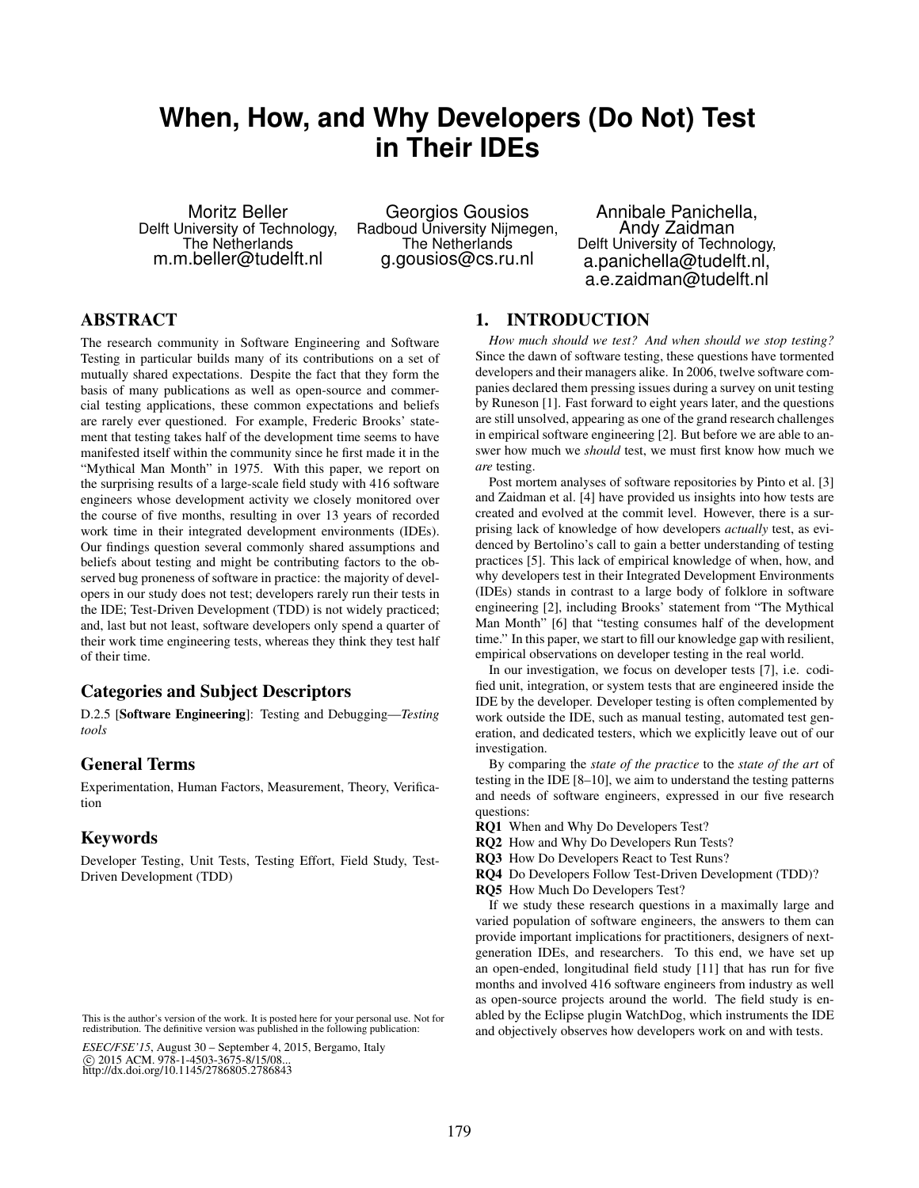# When, How, and Why Developers (Do Not) Test in Their IDEs

Moritz Beller
Delft University of Technology,
The Netherlands
m.m.beller@tudelft.nl

Georgios Gousios
Radboud University Nijmegen,
The Netherlands
g.gousios@cs.ru.nl

Annibale Panichella,
Andy Zaidman
Delft University of Technology,
a.panichella@tudelft.nl,
a.e.zaidman@tudelft.nl

## ABSTRACT

The research community in Software Engineering and Software Testing in particular builds many of its contributions on a set of mutually shared expectations. Despite the fact that they form the basis of many publications as well as open-source and commercial testing applications, these common expectations and beliefs are rarely ever questioned. For example, Frederic Brooks' statement that testing takes half of the development time seems to have manifested itself within the community since he first made it in the "Mythical Man Month" in 1975. With this paper, we report on the surprising results of a large-scale field study with 416 software engineers whose development activity we closely monitored over the course of five months, resulting in over 13 years of recorded work time in their integrated development environments (IDEs). Our findings question several commonly shared assumptions and beliefs about testing and might be contributing factors to the observed bug proneness of software in practice: the majority of developers in our study does not test; developers rarely run their tests in the IDE; Test-Driven Development (TDD) is not widely practiced; and, last but not least, software developers only spend a quarter of their work time engineering tests, whereas they think they test half of their time.

### Categories and Subject Descriptors

D.2.5 [**Software Engineering**]: Testing and Debugging—*Testing tools*

### General Terms

Experimentation, Human Factors, Measurement, Theory, Verification

### Keywords

Developer Testing, Unit Tests, Testing Effort, Field Study, Test-Driven Development (TDD)

This is the author's version of the work. It is posted here for your personal use. Not for redistribution. The definitive version was published in the following publication:

*ESEC/FSE'15*, August 30 – September 4, 2015, Bergamo, Italy
© 2015 ACM. 978-1-4503-3675-8/15/08...
http://dx.doi.org/10.1145/2786805.2786843

## 1. INTRODUCTION

*How much should we test? And when should we stop testing?* Since the dawn of software testing, these questions have tormented developers and their managers alike. In 2006, twelve software companies declared them pressing issues during a survey on unit testing by Runeson [1]. Fast forward to eight years later, and the questions are still unsolved, appearing as one of the grand research challenges in empirical software engineering [2]. But before we are able to answer how much we *should* test, we must first know how much we *are* testing.

Post mortem analyses of software repositories by Pinto et al. [3] and Zaidman et al. [4] have provided us insights into how tests are created and evolved at the commit level. However, there is a surprising lack of knowledge of how developers *actually* test, as evidenced by Bertolino's call to gain a better understanding of testing practices [5]. This lack of empirical knowledge of when, how, and why developers test in their Integrated Development Environments (IDEs) stands in contrast to a large body of folklore in software engineering [2], including Brooks' statement from "The Mythical Man Month" [6] that "testing consumes half of the development time." In this paper, we start to fill our knowledge gap with resilient, empirical observations on developer testing in the real world.

In our investigation, we focus on developer tests [7], i.e. codified unit, integration, or system tests that are engineered inside the IDE by the developer. Developer testing is often complemented by work outside the IDE, such as manual testing, automated test generation, and dedicated testers, which we explicitly leave out of our investigation.

By comparing the *state of the practice* to the *state of the art* of testing in the IDE [8–10], we aim to understand the testing patterns and needs of software engineers, expressed in our five research questions:

**RQ1** When and Why Do Developers Test?
**RQ2** How and Why Do Developers Run Tests?
**RQ3** How Do Developers React to Test Runs?
**RQ4** Do Developers Follow Test-Driven Development (TDD)?
**RQ5** How Much Do Developers Test?

If we study these research questions in a maximally large and varied population of software engineers, the answers to them can provide important implications for practitioners, designers of next-generation IDEs, and researchers. To this end, we have set up an open-ended, longitudinal field study [11] that has run for five months and involved 416 software engineers from industry as well as open-source projects around the world. The field study is enabled by the Eclipse plugin WatchDog, which instruments the IDE and objectively observes how developers work on and with tests.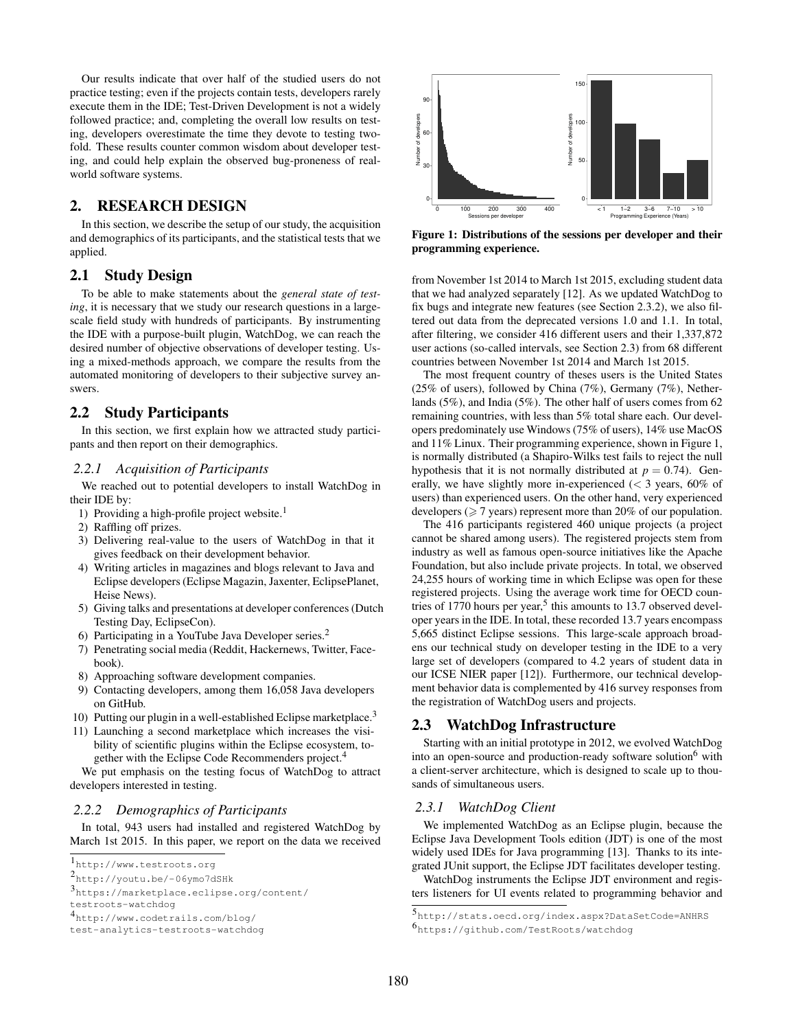Our results indicate that over half of the studied users do not practice testing; even if the projects contain tests, developers rarely execute them in the IDE; Test-Driven Development is not a widely followed practice; and, completing the overall low results on testing, developers overestimate the time they devote to testing twofold. These results counter common wisdom about developer testing, and could help explain the observed bug-proneness of real-world software systems.

## 2. RESEARCH DESIGN

In this section, we describe the setup of our study, the acquisition and demographics of its participants, and the statistical tests that we applied.

### 2.1 Study Design

To be able to make statements about the *general state of testing*, it is necessary that we study our research questions in a large-scale field study with hundreds of participants. By instrumenting the IDE with a purpose-built plugin, WatchDog, we can reach the desired number of objective observations of developer testing. Using a mixed-methods approach, we compare the results from the automated monitoring of developers to their subjective survey answers.

### 2.2 Study Participants

In this section, we first explain how we attracted study participants and then report on their demographics.

#### 2.2.1 Acquisition of Participants

We reached out to potential developers to install WatchDog in their IDE by:

1) Providing a high-profile project website.[1]
2) Raffling off prizes.
3) Delivering real-value to the users of WatchDog in that it gives feedback on their development behavior.
4) Writing articles in magazines and blogs relevant to Java and Eclipse developers (Eclipse Magazin, Jaxenter, EclipsePlanet, Heise News).
5) Giving talks and presentations at developer conferences (Dutch Testing Day, EclipseCon).
6) Participating in a YouTube Java Developer series.[2]
7) Penetrating social media (Reddit, Hackernews, Twitter, Facebook).
8) Approaching software development companies.
9) Contacting developers, among them 16,058 Java developers on GitHub.
10) Putting our plugin in a well-established Eclipse marketplace.[3]
11) Launching a second marketplace which increases the visibility of scientific plugins within the Eclipse ecosystem, together with the Eclipse Code Recommenders project.[4]

We put emphasis on the testing focus of WatchDog to attract developers interested in testing.

#### 2.2.2 Demographics of Participants

In total, 943 users had installed and registered WatchDog by March 1st 2015. In this paper, we report on the data we received from November 1st 2014 to March 1st 2015, excluding student data that we had analyzed separately [12]. As we updated WatchDog to fix bugs and integrate new features (see Section 2.3.2), we also filtered out data from the deprecated versions 1.0 and 1.1. In total, after filtering, we consider 416 different users and their 1,337,872 user actions (so-called intervals, see Section 2.3) from 68 different countries between November 1st 2014 and March 1st 2015.

**Figure 1: Distributions of the sessions per developer and their programming experience.**

The most frequent country of theses users is the United States (25% of users), followed by China (7%), Germany (7%), Netherlands (5%), and India (5%). The other half of users comes from 62 remaining countries, with less than 5% total share each. Our developers predominately use Windows (75% of users), 14% use MacOS and 11% Linux. Their programming experience, shown in Figure 1, is normally distributed (a Shapiro-Wilks test fails to reject the null hypothesis that it is not normally distributed at $p = 0.74$). Generally, we have slightly more in-experienced ($< 3$ years, 60% of users) than experienced users. On the other hand, very experienced developers ($\geqslant 7$ years) represent more than 20% of our population.

The 416 participants registered 460 unique projects (a project cannot be shared among users). The registered projects stem from industry as well as famous open-source initiatives like the Apache Foundation, but also include private projects. In total, we observed 24,255 hours of working time in which Eclipse was open for these registered projects. Using the average work time for OECD countries of 1770 hours per year,[5] this amounts to 13.7 observed developer years in the IDE. In total, these recorded 13.7 years encompass 5,665 distinct Eclipse sessions. This large-scale approach broadens our technical study on developer testing in the IDE to a very large set of developers (compared to 4.2 years of student data in our ICSE NIER paper [12]). Furthermore, our technical development behavior data is complemented by 416 survey responses from the registration of WatchDog users and projects.

### 2.3 WatchDog Infrastructure

Starting with an initial prototype in 2012, we evolved WatchDog into an open-source and production-ready software solution[6] with a client-server architecture, which is designed to scale up to thousands of simultaneous users.

#### 2.3.1 WatchDog Client

We implemented WatchDog as an Eclipse plugin, because the Eclipse Java Development Tools edition (JDT) is one of the most widely used IDEs for Java programming [13]. Thanks to its integrated JUnit support, the Eclipse JDT facilitates developer testing.

WatchDog instruments the Eclipse JDT environment and registers listeners for UI events related to programming behavior and

[1] http://www.testroots.org

[2] http://youtu.be/-06ymo7dSHk

[3] https://marketplace.eclipse.org/content/testroots-watchdog

[4] http://www.codetrails.com/blog/test-analytics-testroots-watchdog

[5] http://stats.oecd.org/index.aspx?DataSetCode=ANHRS

[6] https://github.com/TestRoots/watchdog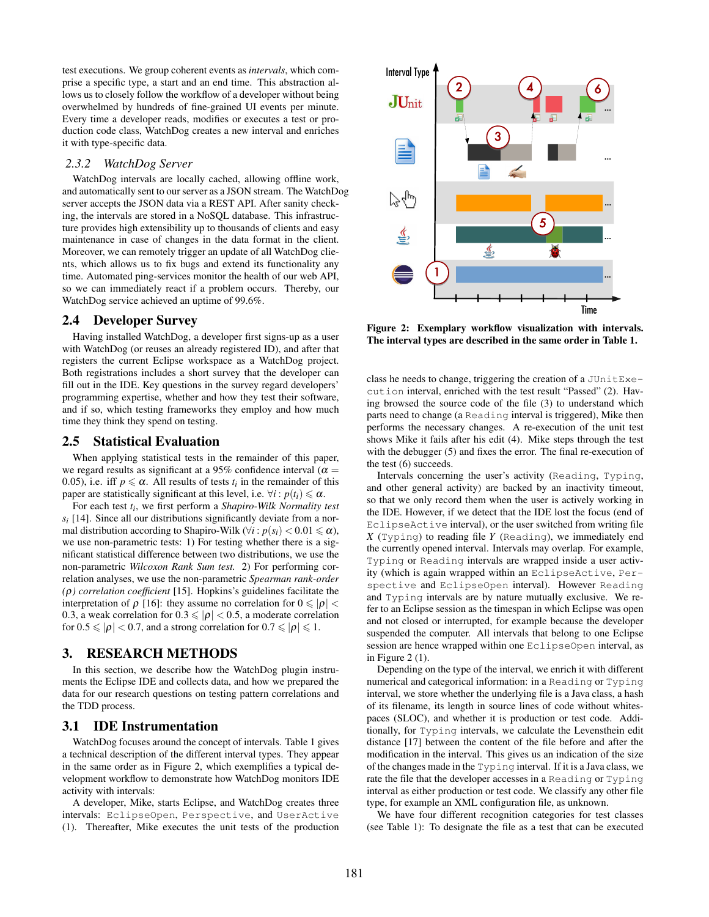test executions. We group coherent events as *intervals*, which comprise a specific type, a start and an end time. This abstraction allows us to closely follow the workflow of a developer without being overwhelmed by hundreds of fine-grained UI events per minute. Every time a developer reads, modifies or executes a test or production code class, WatchDog creates a new interval and enriches it with type-specific data.

### 2.3.2 WatchDog Server

WatchDog intervals are locally cached, allowing offline work, and automatically sent to our server as a JSON stream. The WatchDog server accepts the JSON data via a REST API. After sanity checking, the intervals are stored in a NoSQL database. This infrastructure provides high extensibility up to thousands of clients and easy maintenance in case of changes in the data format in the client. Moreover, we can remotely trigger an update of all WatchDog clients, which allows us to fix bugs and extend its functionality any time. Automated ping-services monitor the health of our web API, so we can immediately react if a problem occurs. Thereby, our WatchDog service achieved an uptime of 99.6%.

## 2.4 Developer Survey

Having installed WatchDog, a developer first signs-up as a user with WatchDog (or reuses an already registered ID), and after that registers the current Eclipse workspace as a WatchDog project. Both registrations includes a short survey that the developer can fill out in the IDE. Key questions in the survey regard developers' programming expertise, whether and how they test their software, and if so, which testing frameworks they employ and how much time they think they spend on testing.

## 2.5 Statistical Evaluation

When applying statistical tests in the remainder of this paper, we regard results as significant at a 95% confidence interval ($\alpha = 0.05$), i.e. iff $p \leqslant \alpha$. All results of tests $t_i$ in the remainder of this paper are statistically significant at this level, i.e. $\forall i : p(t_i) \leqslant \alpha$.

For each test $t_i$, we first perform a *Shapiro-Wilk Normality test* $s_i$ [14]. Since all our distributions significantly deviate from a normal distribution according to Shapiro-Wilk ($\forall i : p(s_i) < 0.01 \leqslant \alpha$), we use non-parametric tests: 1) For testing whether there is a significant statistical difference between two distributions, we use the non-parametric *Wilcoxon Rank Sum test.* 2) For performing correlation analyses, we use the non-parametric *Spearman rank-order ($\rho$) correlation coefficient* [15]. Hopkins's guidelines facilitate the interpretation of $\rho$ [16]: they assume no correlation for $0 \leqslant |\rho| < 0.3$, a weak correlation for $0.3 \leqslant |\rho| < 0.5$, a moderate correlation for $0.5 \leqslant |\rho| < 0.7$, and a strong correlation for $0.7 \leqslant |\rho| \leqslant 1$.

# 3. RESEARCH METHODS

In this section, we describe how the WatchDog plugin instruments the Eclipse IDE and collects data, and how we prepared the data for our research questions on testing pattern correlations and the TDD process.

## 3.1 IDE Instrumentation

WatchDog focuses around the concept of intervals. Table 1 gives a technical description of the different interval types. They appear in the same order as in Figure 2, which exemplifies a typical development workflow to demonstrate how WatchDog monitors IDE activity with intervals:

A developer, Mike, starts Eclipse, and WatchDog creates three intervals: `EclipseOpen`, `Perspective`, and `UserActive` (1). Thereafter, Mike executes the unit tests of the production class he needs to change, triggering the creation of a `JUnitExecution` interval, enriched with the test result "Passed" (2). Having browsed the source code of the file (3) to understand which parts need to change (a `Reading` interval is triggered), Mike then performs the necessary changes. A re-execution of the unit test shows Mike it fails after his edit (4). Mike steps through the test with the debugger (5) and fixes the error. The final re-execution of the test (6) succeeds.

**Figure 2: Exemplary workflow visualization with intervals. The interval types are described in the same order in Table 1.**

Intervals concerning the user's activity (`Reading`, `Typing`, and other general activity) are backed by an inactivity timeout, so that we only record them when the user is actively working in the IDE. However, if we detect that the IDE lost the focus (end of `EclipseActive` interval), or the user switched from writing file $X$ (`Typing`) to reading file $Y$ (`Reading`), we immediately end the currently opened interval. Intervals may overlap. For example, `Typing` or `Reading` intervals are wrapped inside a user activity (which is again wrapped within an `EclipseActive`, `Perspective` and `EclipseOpen` interval). However `Reading` and `Typing` intervals are by nature mutually exclusive. We refer to an Eclipse session as the timespan in which Eclipse was open and not closed or interrupted, for example because the developer suspended the computer. All intervals that belong to one Eclipse session are hence wrapped within one `EclipseOpen` interval, as in Figure 2 (1).

Depending on the type of the interval, we enrich it with different numerical and categorical information: in a `Reading` or `Typing` interval, we store whether the underlying file is a Java class, a hash of its filename, its length in source lines of code without whitespaces (SLOC), and whether it is production or test code. Additionally, for `Typing` intervals, we calculate the Levensthein edit distance [17] between the content of the file before and after the modification in the interval. This gives us an indication of the size of the changes made in the `Typing` interval. If it is a Java class, we rate the file that the developer accesses in a `Reading` or `Typing` interval as either production or test code. We classify any other file type, for example an XML configuration file, as unknown.

We have four different recognition categories for test classes (see Table 1): To designate the file as a test that can be executed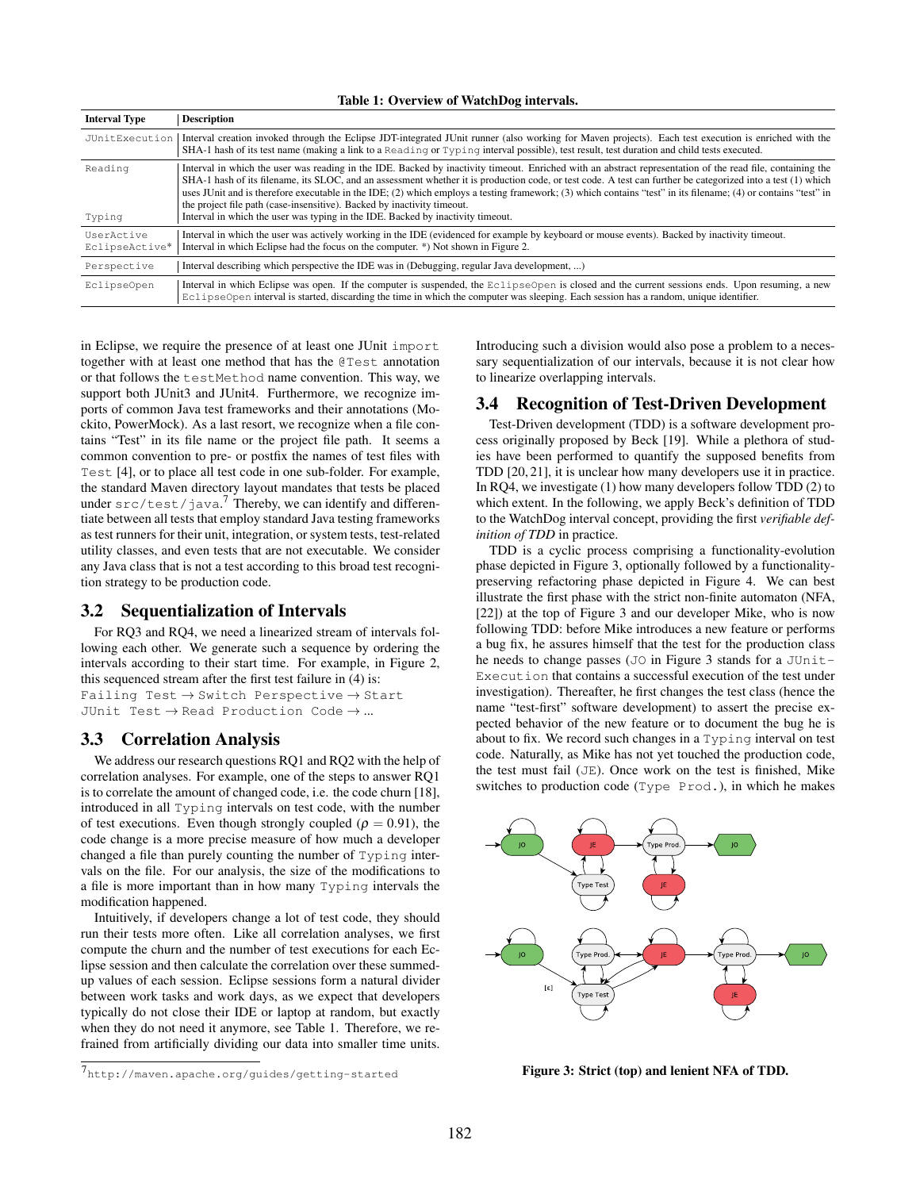**Table 1: Overview of WatchDog intervals.**

| Interval Type | Description |
|---|---|
| JUnitExecution | Interval creation invoked through the Eclipse JDT-integrated JUnit runner (also working for Maven projects). Each test execution is enriched with the SHA-1 hash of its test name (making a link to a Reading or Typing interval possible), test result, test duration and child tests executed. |
| Reading | Interval in which the user was reading in the IDE. Backed by inactivity timeout. Enriched with an abstract representation of the read file, containing the SHA-1 hash of its filename, its SLOC, and an assessment whether it is production code, or test code. A test can further be categorized into a test (1) which uses JUnit and is therefore executable in the IDE; (2) which employs a testing framework; (3) which contains "test" in its filename; (4) or contains "test" in the project file path (case-insensitive). Backed by inactivity timeout. |
| Typing | Interval in which the user was typing in the IDE. Backed by inactivity timeout. |
| UserActive | Interval in which the user was actively working in the IDE (evidenced for example by keyboard or mouse events). Backed by inactivity timeout. |
| EclipseActive* | Interval in which Eclipse had the focus on the computer. *) Not shown in Figure 2. |
| Perspective | Interval describing which perspective the IDE was in (Debugging, regular Java development, ...) |
| EclipseOpen | Interval in which Eclipse was open. If the computer is suspended, the EclipseOpen is closed and the current sessions ends. Upon resuming, a new EclipseOpen interval is started, discarding the time in which the computer was sleeping. Each session has a random, unique identifier. |

in Eclipse, we require the presence of at least one JUnit `import` together with at least one method that has the `@Test` annotation or that follows the `testMethod` name convention. This way, we support both JUnit3 and JUnit4. Furthermore, we recognize imports of common Java test frameworks and their annotations (Mockito, PowerMock). As a last resort, we recognize when a file contains "Test" in its file name or the project file path. It seems a common convention to pre- or postfix the names of test files with `Test` [4], or to place all test code in one sub-folder. For example, the standard Maven directory layout mandates that tests be placed under `src/test/java`.[7] Thereby, we can identify and differentiate between all tests that employ standard Java testing frameworks as test runners for their unit, integration, or system tests, test-related utility classes, and even tests that are not executable. We consider any Java class that is not a test according to this broad test recognition strategy to be production code.

## 3.2 Sequentialization of Intervals

For RQ3 and RQ4, we need a linearized stream of intervals following each other. We generate such a sequence by ordering the intervals according to their start time. For example, in Figure 2, this sequenced stream after the first test failure in (4) is:
`Failing Test` → `Switch Perspective` → `Start JUnit Test` → `Read Production Code` → ...

## 3.3 Correlation Analysis

We address our research questions RQ1 and RQ2 with the help of correlation analyses. For example, one of the steps to answer RQ1 is to correlate the amount of changed code, i.e. the code churn [18], introduced in all `Typing` intervals on test code, with the number of test executions. Even though strongly coupled ($\rho = 0.91$), the code change is a more precise measure of how much a developer changed a file than purely counting the number of `Typing` intervals on the file. For our analysis, the size of the modifications to a file is more important than in how many `Typing` intervals the modification happened.

Intuitively, if developers change a lot of test code, they should run their tests more often. Like all correlation analyses, we first compute the churn and the number of test executions for each Eclipse session and then calculate the correlation over these summed-up values of each session. Eclipse sessions form a natural divider between work tasks and work days, as we expect that developers typically do not close their IDE or laptop at random, but exactly when they do not need it anymore, see Table 1. Therefore, we refrained from artificially dividing our data into smaller time units. Introducing such a division would also pose a problem to a necessary sequentialization of our intervals, because it is not clear how to linearize overlapping intervals.

## 3.4 Recognition of Test-Driven Development

Test-Driven development (TDD) is a software development process originally proposed by Beck [19]. While a plethora of studies have been performed to quantify the supposed benefits from TDD [20, 21], it is unclear how many developers use it in practice. In RQ4, we investigate (1) how many developers follow TDD (2) to which extent. In the following, we apply Beck's definition of TDD to the WatchDog interval concept, providing the first *verifiable definition of TDD* in practice.

TDD is a cyclic process comprising a functionality-evolution phase depicted in Figure 3, optionally followed by a functionality-preserving refactoring phase depicted in Figure 4. We can best illustrate the first phase with the strict non-finite automaton (NFA, [22]) at the top of Figure 3 and our developer Mike, who is now following TDD: before Mike introduces a new feature or performs a bug fix, he assures himself that the test for the production class he needs to change passes (`JO` in Figure 3 stands for a `JUnitExecution` that contains a successful execution of the test under investigation). Thereafter, he first changes the test class (hence the name "test-first" software development) to assert the precise expected behavior of the new feature or to document the bug he is about to fix. We record such changes in a `Typing` interval on test code. Naturally, as Mike has not yet touched the production code, the test must fail (`JE`). Once work on the test is finished, Mike switches to production code (`Type Prod.`), in which he makes

**Figure 3: Strict (top) and lenient NFA of TDD.**

[7] `http://maven.apache.org/guides/getting-started`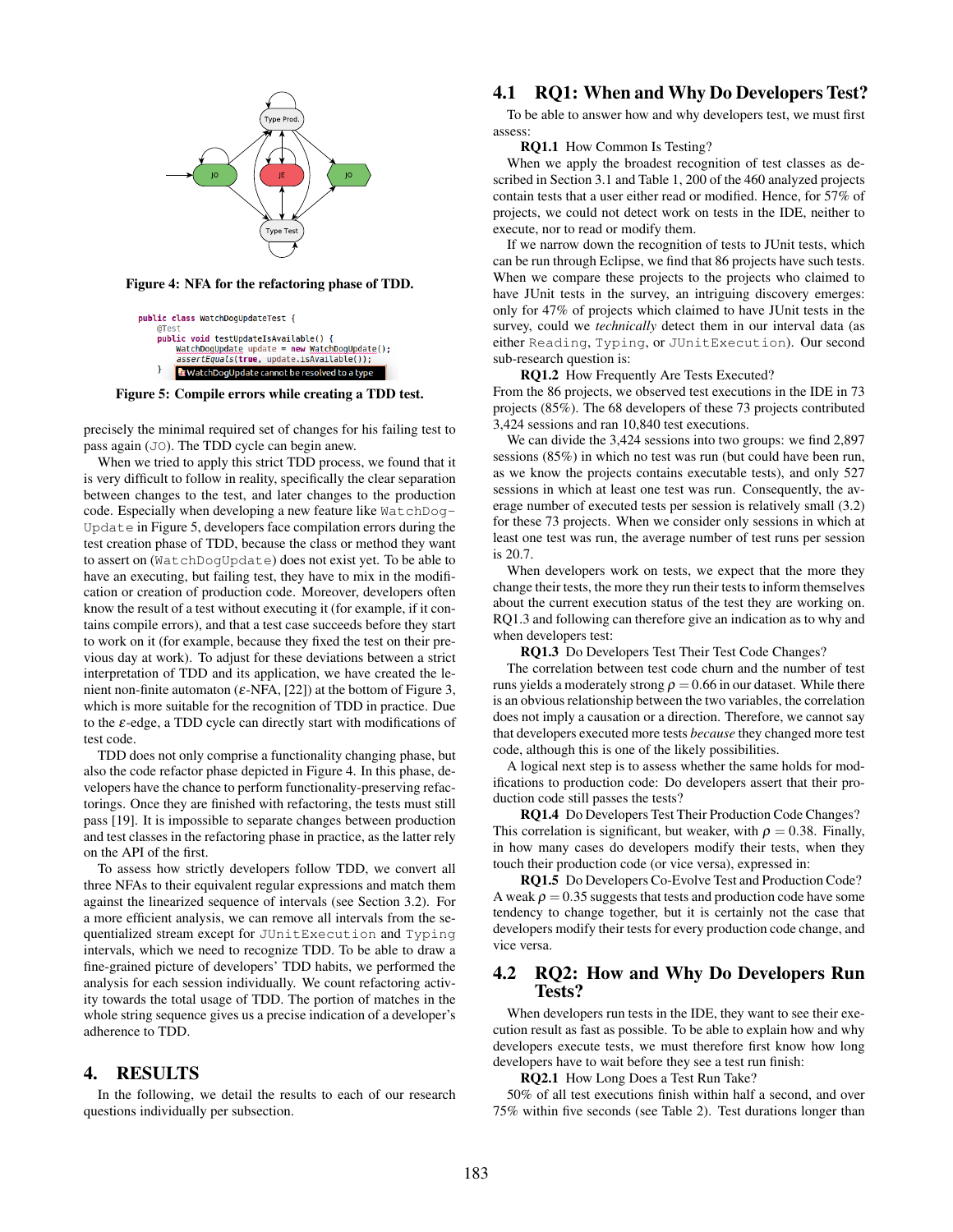Figure 4: NFA for the refactoring phase of TDD.

```java
public class WatchDogUpdateTest {
    @Test
    public void testUpdateIsAvailable() {
        WatchDogUpdate update = new WatchDogUpdate();
        assertEquals(true, update.isAvailable());
    }
}
```

Figure 5: Compile errors while creating a TDD test.

precisely the minimal required set of changes for his failing test to pass again (JO). The TDD cycle can begin anew.

When we tried to apply this strict TDD process, we found that it is very difficult to follow in reality, specifically the clear separation between changes to the test, and later changes to the production code. Especially when developing a new feature like WatchDogUpdate in Figure 5, developers face compilation errors during the test creation phase of TDD, because the class or method they want to assert on (WatchDogUpdate) does not exist yet. To be able to have an executing, but failing test, they have to mix in the modification or creation of production code. Moreover, developers often know the result of a test without executing it (for example, if it contains compile errors), and that a test case succeeds before they start to work on it (for example, because they fixed the test on their previous day at work). To adjust for these deviations between a strict interpretation of TDD and its application, we have created the lenient non-finite automaton ($\varepsilon$-NFA, [22]) at the bottom of Figure 3, which is more suitable for the recognition of TDD in practice. Due to the $\varepsilon$-edge, a TDD cycle can directly start with modifications of test code.

TDD does not only comprise a functionality changing phase, but also the code refactor phase depicted in Figure 4. In this phase, developers have the chance to perform functionality-preserving refactorings. Once they are finished with refactoring, the tests must still pass [19]. It is impossible to separate changes between production and test classes in the refactoring phase in practice, as the latter rely on the API of the first.

To assess how strictly developers follow TDD, we convert all three NFAs to their equivalent regular expressions and match them against the linearized sequence of intervals (see Section 3.2). For a more efficient analysis, we can remove all intervals from the sequentialized stream except for JUnitExecution and Typing intervals, which we need to recognize TDD. To be able to draw a fine-grained picture of developers' TDD habits, we performed the analysis for each session individually. We count refactoring activity towards the total usage of TDD. The portion of matches in the whole string sequence gives us a precise indication of a developer's adherence to TDD.

# 4. RESULTS

In the following, we detail the results to each of our research questions individually per subsection.

## 4.1 RQ1: When and Why Do Developers Test?

To be able to answer how and why developers test, we must first assess:

**RQ1.1** How Common Is Testing?

When we apply the broadest recognition of test classes as described in Section 3.1 and Table 1, 200 of the 460 analyzed projects contain tests that a user either read or modified. Hence, for 57% of projects, we could not detect work on tests in the IDE, neither to execute, nor to read or modify them.

If we narrow down the recognition of tests to JUnit tests, which can be run through Eclipse, we find that 86 projects have such tests. When we compare these projects to the projects who claimed to have JUnit tests in the survey, an intriguing discovery emerges: only for 47% of projects which claimed to have JUnit tests in the survey, could we *technically* detect them in our interval data (as either Reading, Typing, or JUnitExecution). Our second sub-research question is:

**RQ1.2** How Frequently Are Tests Executed?

From the 86 projects, we observed test executions in the IDE in 73 projects (85%). The 68 developers of these 73 projects contributed 3,424 sessions and ran 10,840 test executions.

We can divide the 3,424 sessions into two groups: we find 2,897 sessions (85%) in which no test was run (but could have been run, as we know the projects contains executable tests), and only 527 sessions in which at least one test was run. Consequently, the average number of executed tests per session is relatively small (3.2) for these 73 projects. When we consider only sessions in which at least one test was run, the average number of test runs per session is 20.7.

When developers work on tests, we expect that the more they change their tests, the more they run their tests to inform themselves about the current execution status of the test they are working on. RQ1.3 and following can therefore give an indication as to why and when developers test:

**RQ1.3** Do Developers Test Their Test Code Changes?

The correlation between test code churn and the number of test runs yields a moderately strong $\rho = 0.66$ in our dataset. While there is an obvious relationship between the two variables, the correlation does not imply a causation or a direction. Therefore, we cannot say that developers executed more tests *because* they changed more test code, although this is one of the likely possibilities.

A logical next step is to assess whether the same holds for modifications to production code: Do developers assert that their production code still passes the tests?

**RQ1.4** Do Developers Test Their Production Code Changes?

This correlation is significant, but weaker, with $\rho = 0.38$. Finally, in how many cases do developers modify their tests, when they touch their production code (or vice versa), expressed in:

**RQ1.5** Do Developers Co-Evolve Test and Production Code?

A weak $\rho = 0.35$ suggests that tests and production code have some tendency to change together, but it is certainly not the case that developers modify their tests for every production code change, and vice versa.

## 4.2 RQ2: How and Why Do Developers Run Tests?

When developers run tests in the IDE, they want to see their execution result as fast as possible. To be able to explain how and why developers execute tests, we must therefore first know how long developers have to wait before they see a test run finish:

**RQ2.1** How Long Does a Test Run Take?

50% of all test executions finish within half a second, and over 75% within five seconds (see Table 2). Test durations longer than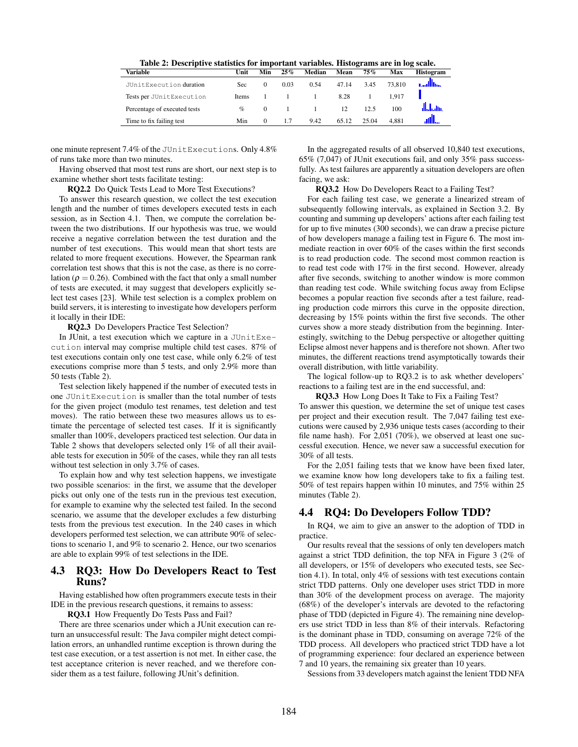Table 2: Descriptive statistics for important variables. Histograms are in log scale.

| Variable | Unit | Min | 25% | Median | Mean | 75% | Max | Histogram |
|---|---|---|---|---|---|---|---|---|
| JUnitExecution duration | Sec | 0 | 0.03 | 0.54 | 47.14 | 3.45 | 73,810 | |
| Tests per JUnitExecution | Items | 1 | 1 | 1 | 8.28 | 1 | 1,917 | |
| Percentage of executed tests | % | 0 | 1 | 1 | 12 | 12.5 | 100 | |
| Time to fix failing test | Min | 0 | 1.7 | 9.42 | 65.12 | 25.04 | 4,881 | |

one minute represent 7.4% of the JUnitExecutions. Only 4.8% of runs take more than two minutes.

Having observed that most test runs are short, our next step is to examine whether short tests facilitate testing:

**RQ2.2** Do Quick Tests Lead to More Test Executions?

To answer this research question, we collect the test execution length and the number of times developers executed tests in each session, as in Section 4.1. Then, we compute the correlation between the two distributions. If our hypothesis was true, we would receive a negative correlation between the test duration and the number of test executions. This would mean that short tests are related to more frequent executions. However, the Spearman rank correlation test shows that this is not the case, as there is no correlation ($\rho = 0.26$). Combined with the fact that only a small number of tests are executed, it may suggest that developers explicitly select test cases [23]. While test selection is a complex problem on build servers, it is interesting to investigate how developers perform it locally in their IDE:

**RQ2.3** Do Developers Practice Test Selection?

In JUnit, a test execution which we capture in a JUnitExecution interval may comprise multiple child test cases. 87% of test executions contain only one test case, while only 6.2% of test executions comprise more than 5 tests, and only 2.9% more than 50 tests (Table 2).

Test selection likely happened if the number of executed tests in one JUnitExecution is smaller than the total number of tests for the given project (modulo test renames, test deletion and test moves). The ratio between these two measures allows us to estimate the percentage of selected test cases. If it is significantly smaller than 100%, developers practiced test selection. Our data in Table 2 shows that developers selected only 1% of all their available tests for execution in 50% of the cases, while they ran all tests without test selection in only 3.7% of cases.

To explain how and why test selection happens, we investigate two possible scenarios: in the first, we assume that the developer picks out only one of the tests run in the previous test execution, for example to examine why the selected test failed. In the second scenario, we assume that the developer excludes a few disturbing tests from the previous test execution. In the 240 cases in which developers performed test selection, we can attribute 90% of selections to scenario 1, and 9% to scenario 2. Hence, our two scenarios are able to explain 99% of test selections in the IDE.

## 4.3 RQ3: How Do Developers React to Test Runs?

Having established how often programmers execute tests in their IDE in the previous research questions, it remains to assess:

**RQ3.1** How Frequently Do Tests Pass and Fail?

There are three scenarios under which a JUnit execution can return an unsuccessful result: The Java compiler might detect compilation errors, an unhandled runtime exception is thrown during the test case execution, or a test assertion is not met. In either case, the test acceptance criterion is never reached, and we therefore consider them as a test failure, following JUnit's definition.

In the aggregated results of all observed 10,840 test executions, 65% (7,047) of JUnit executions fail, and only 35% pass successfully. As test failures are apparently a situation developers are often facing, we ask:

**RQ3.2** How Do Developers React to a Failing Test?

For each failing test case, we generate a linearized stream of subsequently following intervals, as explained in Section 3.2. By counting and summing up developers' actions after each failing test for up to five minutes (300 seconds), we can draw a precise picture of how developers manage a failing test in Figure 6. The most immediate reaction in over 60% of the cases within the first seconds is to read production code. The second most common reaction is to read test code with 17% in the first second. However, already after five seconds, switching to another window is more common than reading test code. While switching focus away from Eclipse becomes a popular reaction five seconds after a test failure, reading production code mirrors this curve in the opposite direction, decreasing by 15% points within the first five seconds. The other curves show a more steady distribution from the beginning. Interestingly, switching to the Debug perspective or altogether quitting Eclipse almost never happens and is therefore not shown. After two minutes, the different reactions trend asymptotically towards their overall distribution, with little variability.

The logical follow-up to RQ3.2 is to ask whether developers' reactions to a failing test are in the end successful, and:

**RQ3.3** How Long Does It Take to Fix a Failing Test?

To answer this question, we determine the set of unique test cases per project and their execution result. The 7,047 failing test executions were caused by 2,936 unique tests cases (according to their file name hash). For 2,051 (70%), we observed at least one successful execution. Hence, we never saw a successful execution for 30% of all tests.

For the 2,051 failing tests that we know have been fixed later, we examine how long developers take to fix a failing test. 50% of test repairs happen within 10 minutes, and 75% within 25 minutes (Table 2).

## 4.4 RQ4: Do Developers Follow TDD?

In RQ4, we aim to give an answer to the adoption of TDD in practice.

Our results reveal that the sessions of only ten developers match against a strict TDD definition, the top NFA in Figure 3 (2% of all developers, or 15% of developers who executed tests, see Section 4.1). In total, only 4% of sessions with test executions contain strict TDD patterns. Only one developer uses strict TDD in more than 30% of the development process on average. The majority (68%) of the developer's intervals are devoted to the refactoring phase of TDD (depicted in Figure 4). The remaining nine developers use strict TDD in less than 8% of their intervals. Refactoring is the dominant phase in TDD, consuming on average 72% of the TDD process. All developers who practiced strict TDD have a lot of programming experience: four declared an experience between 7 and 10 years, the remaining six greater than 10 years.

Sessions from 33 developers match against the lenient TDD NFA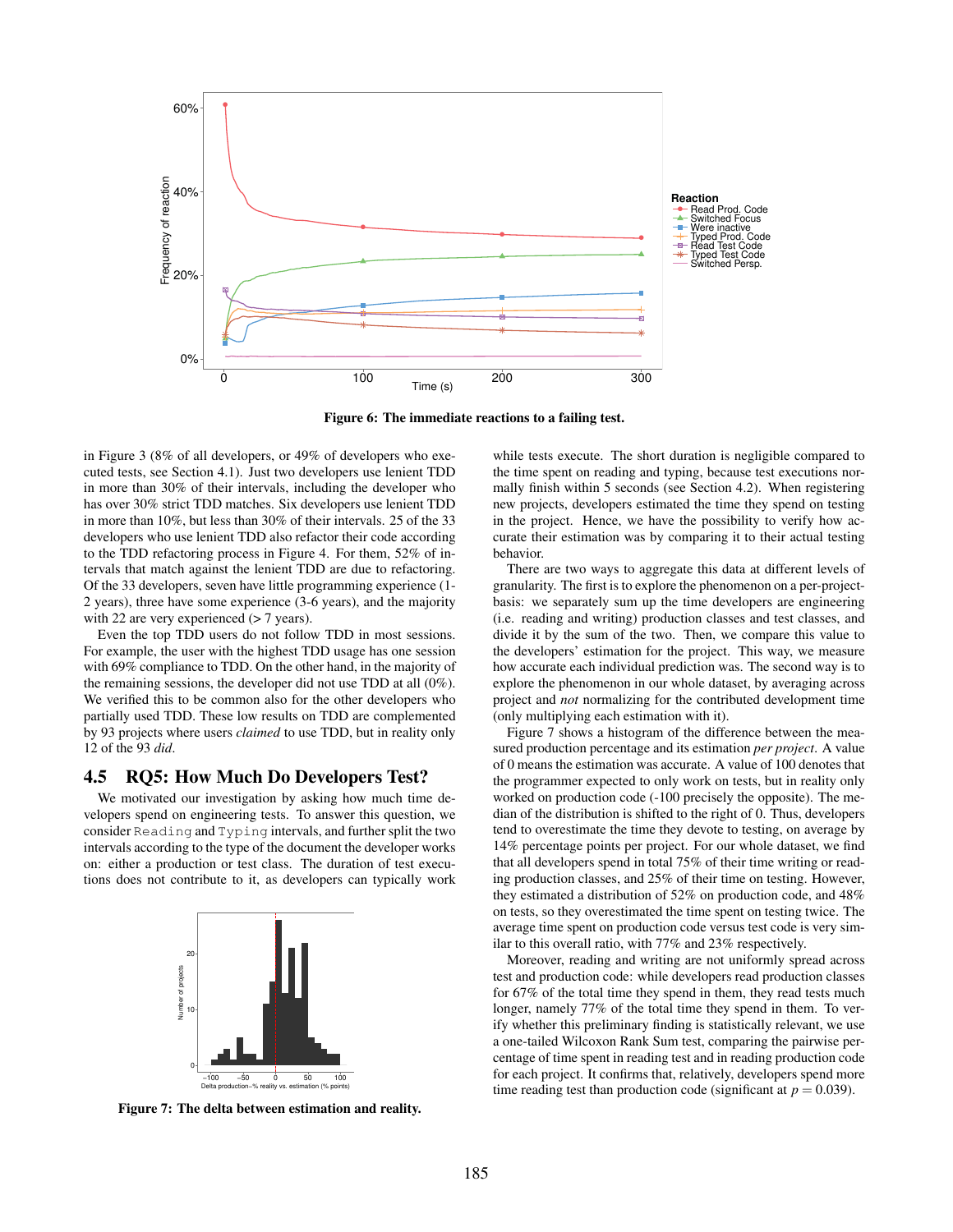Figure 6: The immediate reactions to a failing test.

in Figure 3 (8% of all developers, or 49% of developers who executed tests, see Section 4.1). Just two developers use lenient TDD in more than 30% of their intervals, including the developer who has over 30% strict TDD matches. Six developers use lenient TDD in more than 10%, but less than 30% of their intervals. 25 of the 33 developers who use lenient TDD also refactor their code according to the TDD refactoring process in Figure 4. For them, 52% of intervals that match against the lenient TDD are due to refactoring. Of the 33 developers, seven have little programming experience (1-2 years), three have some experience (3-6 years), and the majority with 22 are very experienced (> 7 years).

Even the top TDD users do not follow TDD in most sessions. For example, the user with the highest TDD usage has one session with 69% compliance to TDD. On the other hand, in the majority of the remaining sessions, the developer did not use TDD at all (0%). We verified this to be common also for the other developers who partially used TDD. These low results on TDD are complemented by 93 projects where users *claimed* to use TDD, but in reality only 12 of the 93 *did*.

## 4.5 RQ5: How Much Do Developers Test?

We motivated our investigation by asking how much time developers spend on engineering tests. To answer this question, we consider `Reading` and `Typing` intervals, and further split the two intervals according to the type of the document the developer works on: either a production or test class. The duration of test executions does not contribute to it, as developers can typically work while tests execute. The short duration is negligible compared to the time spent on reading and typing, because test executions normally finish within 5 seconds (see Section 4.2). When registering new projects, developers estimated the time they spend on testing in the project. Hence, we have the possibility to verify how accurate their estimation was by comparing it to their actual testing behavior.

Figure 7: The delta between estimation and reality.

There are two ways to aggregate this data at different levels of granularity. The first is to explore the phenomenon on a per-project-basis: we separately sum up the time developers are engineering (i.e. reading and writing) production classes and test classes, and divide it by the sum of the two. Then, we compare this value to the developers' estimation for the project. This way, we measure how accurate each individual prediction was. The second way is to explore the phenomenon in our whole dataset, by averaging across project and *not* normalizing for the contributed development time (only multiplying each estimation with it).

Figure 7 shows a histogram of the difference between the measured production percentage and its estimation *per project*. A value of 0 means the estimation was accurate. A value of 100 denotes that the programmer expected to only work on tests, but in reality only worked on production code (-100 precisely the opposite). The median of the distribution is shifted to the right of 0. Thus, developers tend to overestimate the time they devote to testing, on average by 14% percentage points per project. For our whole dataset, we find that all developers spend in total 75% of their time writing or reading production classes, and 25% of their time on testing. However, they estimated a distribution of 52% on production code, and 48% on tests, so they overestimated the time spent on testing twice. The average time spent on production code versus test code is very similar to this overall ratio, with 77% and 23% respectively.

Moreover, reading and writing are not uniformly spread across test and production code: while developers read production classes for 67% of the total time they spend in them, they read tests much longer, namely 77% of the total time they spend in them. To verify whether this preliminary finding is statistically relevant, we use a one-tailed Wilcoxon Rank Sum test, comparing the pairwise percentage of time spent in reading test and in reading production code for each project. It confirms that, relatively, developers spend more time reading test than production code (significant at $p = 0.039$).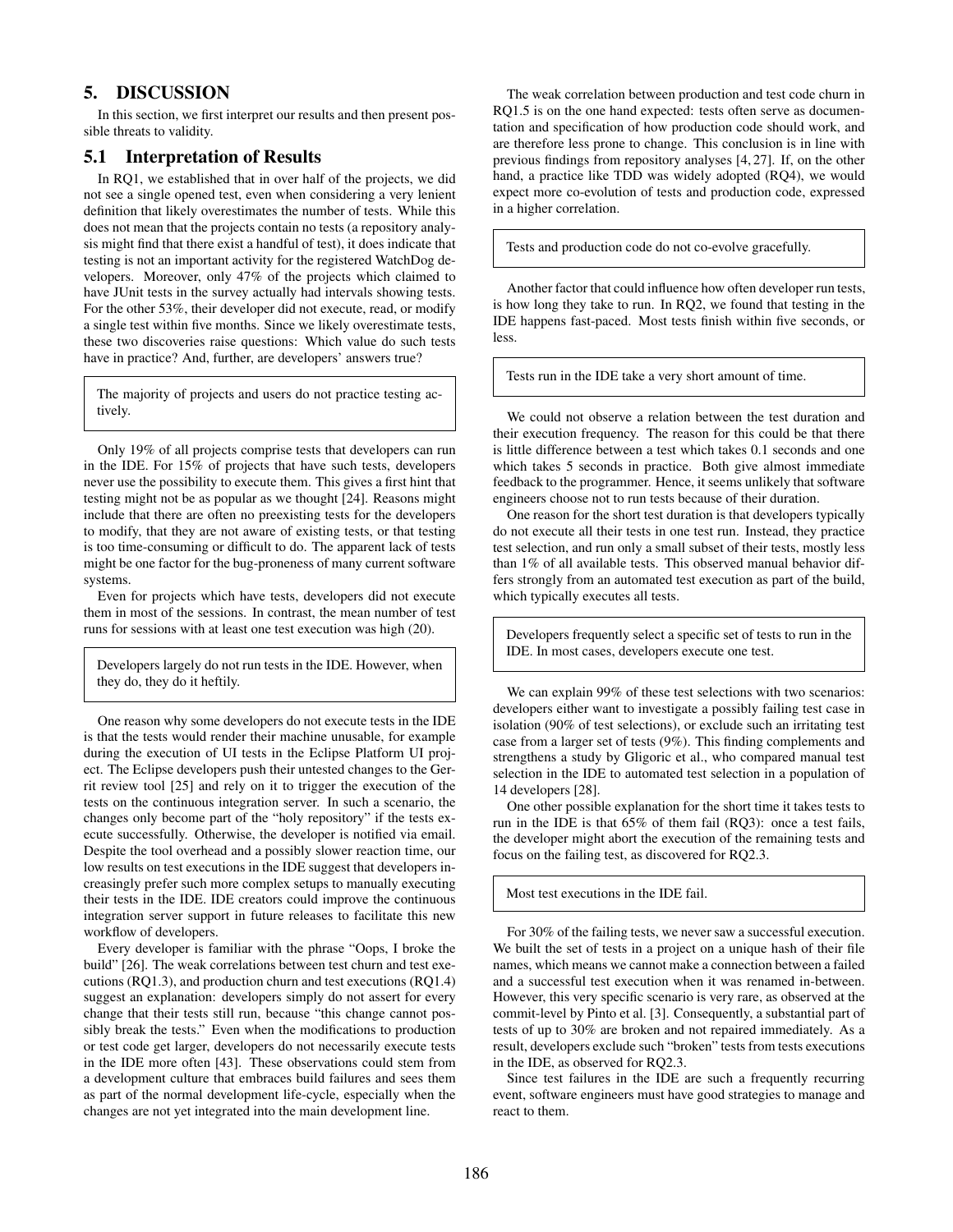## 5. DISCUSSION

In this section, we first interpret our results and then present possible threats to validity.

### 5.1 Interpretation of Results

In RQ1, we established that in over half of the projects, we did not see a single opened test, even when considering a very lenient definition that likely overestimates the number of tests. While this does not mean that the projects contain no tests (a repository analysis might find that there exist a handful of test), it does indicate that testing is not an important activity for the registered WatchDog developers. Moreover, only 47% of the projects which claimed to have JUnit tests in the survey actually had intervals showing tests. For the other 53%, their developer did not execute, read, or modify a single test within five months. Since we likely overestimate tests, these two discoveries raise questions: Which value do such tests have in practice? And, further, are developers' answers true?

> The majority of projects and users do not practice testing actively.

Only 19% of all projects comprise tests that developers can run in the IDE. For 15% of projects that have such tests, developers never use the possibility to execute them. This gives a first hint that testing might not be as popular as we thought [24]. Reasons might include that there are often no preexisting tests for the developers to modify, that they are not aware of existing tests, or that testing is too time-consuming or difficult to do. The apparent lack of tests might be one factor for the bug-proneness of many current software systems.

Even for projects which have tests, developers did not execute them in most of the sessions. In contrast, the mean number of test runs for sessions with at least one test execution was high (20).

> Developers largely do not run tests in the IDE. However, when they do, they do it heftily.

One reason why some developers do not execute tests in the IDE is that the tests would render their machine unusable, for example during the execution of UI tests in the Eclipse Platform UI project. The Eclipse developers push their untested changes to the Gerrit review tool [25] and rely on it to trigger the execution of the tests on the continuous integration server. In such a scenario, the changes only become part of the "holy repository" if the tests execute successfully. Otherwise, the developer is notified via email. Despite the tool overhead and a possibly slower reaction time, our low results on test executions in the IDE suggest that developers increasingly prefer such more complex setups to manually executing their tests in the IDE. IDE creators could improve the continuous integration server support in future releases to facilitate this new workflow of developers.

Every developer is familiar with the phrase "Oops, I broke the build" [26]. The weak correlations between test churn and test executions (RQ1.3), and production churn and test executions (RQ1.4) suggest an explanation: developers simply do not assert for every change that their tests still run, because "this change cannot possibly break the tests." Even when the modifications to production or test code get larger, developers do not necessarily execute tests in the IDE more often [43]. These observations could stem from a development culture that embraces build failures and sees them as part of the normal development life-cycle, especially when the changes are not yet integrated into the main development line.

The weak correlation between production and test code churn in RQ1.5 is on the one hand expected: tests often serve as documentation and specification of how production code should work, and are therefore less prone to change. This conclusion is in line with previous findings from repository analyses [4, 27]. If, on the other hand, a practice like TDD was widely adopted (RQ4), we would expect more co-evolution of tests and production code, expressed in a higher correlation.

> Tests and production code do not co-evolve gracefully.

Another factor that could influence how often developer run tests, is how long they take to run. In RQ2, we found that testing in the IDE happens fast-paced. Most tests finish within five seconds, or less.

> Tests run in the IDE take a very short amount of time.

We could not observe a relation between the test duration and their execution frequency. The reason for this could be that there is little difference between a test which takes 0.1 seconds and one which takes 5 seconds in practice. Both give almost immediate feedback to the programmer. Hence, it seems unlikely that software engineers choose not to run tests because of their duration.

One reason for the short test duration is that developers typically do not execute all their tests in one test run. Instead, they practice test selection, and run only a small subset of their tests, mostly less than 1% of all available tests. This observed manual behavior differs strongly from an automated test execution as part of the build, which typically executes all tests.

> Developers frequently select a specific set of tests to run in the IDE. In most cases, developers execute one test.

We can explain 99% of these test selections with two scenarios: developers either want to investigate a possibly failing test case in isolation (90% of test selections), or exclude such an irritating test case from a larger set of tests (9%). This finding complements and strengthens a study by Gligoric et al., who compared manual test selection in the IDE to automated test selection in a population of 14 developers [28].

One other possible explanation for the short time it takes tests to run in the IDE is that 65% of them fail (RQ3): once a test fails, the developer might abort the execution of the remaining tests and focus on the failing test, as discovered for RQ2.3.

> Most test executions in the IDE fail.

For 30% of the failing tests, we never saw a successful execution. We built the set of tests in a project on a unique hash of their file names, which means we cannot make a connection between a failed and a successful test execution when it was renamed in-between. However, this very specific scenario is very rare, as observed at the commit-level by Pinto et al. [3]. Consequently, a substantial part of tests of up to 30% are broken and not repaired immediately. As a result, developers exclude such "broken" tests from tests executions in the IDE, as observed for RQ2.3.

Since test failures in the IDE are such a frequently recurring event, software engineers must have good strategies to manage and react to them.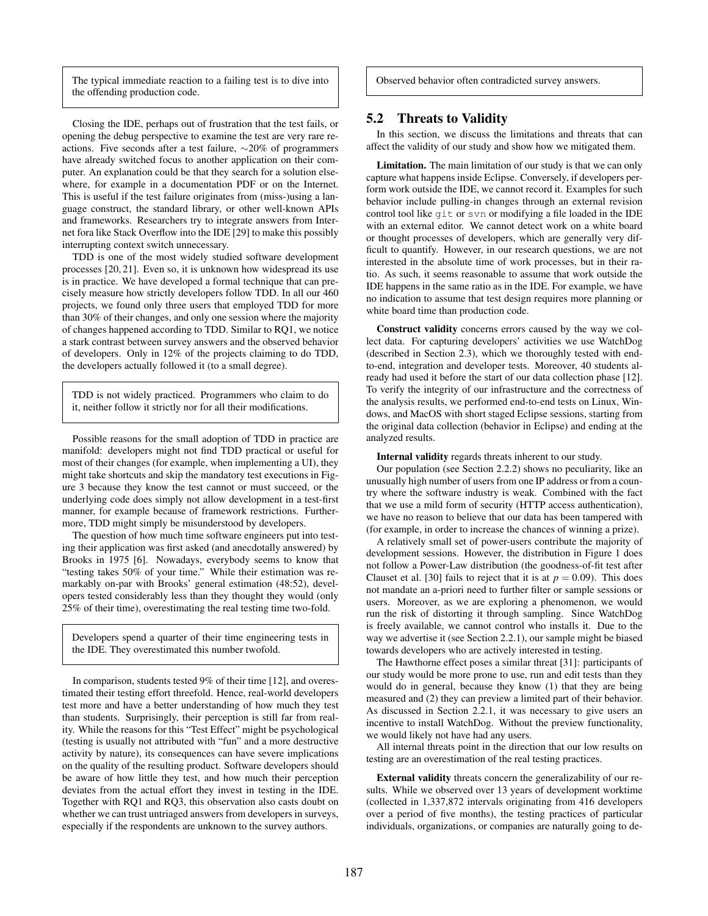The typical immediate reaction to a failing test is to dive into the offending production code.

Closing the IDE, perhaps out of frustration that the test fails, or opening the debug perspective to examine the test are very rare reactions. Five seconds after a test failure, ∼20% of programmers have already switched focus to another application on their computer. An explanation could be that they search for a solution elsewhere, for example in a documentation PDF or on the Internet. This is useful if the test failure originates from (miss-)using a language construct, the standard library, or other well-known APIs and frameworks. Researchers try to integrate answers from Internet fora like Stack Overflow into the IDE [29] to make this possibly interrupting context switch unnecessary.

TDD is one of the most widely studied software development processes [20, 21]. Even so, it is unknown how widespread its use is in practice. We have developed a formal technique that can precisely measure how strictly developers follow TDD. In all our 460 projects, we found only three users that employed TDD for more than 30% of their changes, and only one session where the majority of changes happened according to TDD. Similar to RQ1, we notice a stark contrast between survey answers and the observed behavior of developers. Only in 12% of the projects claiming to do TDD, the developers actually followed it (to a small degree).

TDD is not widely practiced. Programmers who claim to do it, neither follow it strictly nor for all their modifications.

Possible reasons for the small adoption of TDD in practice are manifold: developers might not find TDD practical or useful for most of their changes (for example, when implementing a UI), they might take shortcuts and skip the mandatory test executions in Figure 3 because they know the test cannot or must succeed, or the underlying code does simply not allow development in a test-first manner, for example because of framework restrictions. Furthermore, TDD might simply be misunderstood by developers.

The question of how much time software engineers put into testing their application was first asked (and anecdotally answered) by Brooks in 1975 [6]. Nowadays, everybody seems to know that "testing takes 50% of your time." While their estimation was remarkably on-par with Brooks' general estimation (48:52), developers tested considerably less than they thought they would (only 25% of their time), overestimating the real testing time two-fold.

Developers spend a quarter of their time engineering tests in the IDE. They overestimated this number twofold.

In comparison, students tested 9% of their time [12], and overestimated their testing effort threefold. Hence, real-world developers test more and have a better understanding of how much they test than students. Surprisingly, their perception is still far from reality. While the reasons for this "Test Effect" might be psychological (testing is usually not attributed with "fun" and a more destructive activity by nature), its consequences can have severe implications on the quality of the resulting product. Software developers should be aware of how little they test, and how much their perception deviates from the actual effort they invest in testing in the IDE. Together with RQ1 and RQ3, this observation also casts doubt on whether we can trust untriaged answers from developers in surveys, especially if the respondents are unknown to the survey authors.

Observed behavior often contradicted survey answers.

## 5.2 Threats to Validity

In this section, we discuss the limitations and threats that can affect the validity of our study and show how we mitigated them.

**Limitation.** The main limitation of our study is that we can only capture what happens inside Eclipse. Conversely, if developers perform work outside the IDE, we cannot record it. Examples for such behavior include pulling-in changes through an external revision control tool like `git` or `svn` or modifying a file loaded in the IDE with an external editor. We cannot detect work on a white board or thought processes of developers, which are generally very difficult to quantify. However, in our research questions, we are not interested in the absolute time of work processes, but in their ratio. As such, it seems reasonable to assume that work outside the IDE happens in the same ratio as in the IDE. For example, we have no indication to assume that test design requires more planning or white board time than production code.

**Construct validity** concerns errors caused by the way we collect data. For capturing developers' activities we use WatchDog (described in Section 2.3), which we thoroughly tested with end-to-end, integration and developer tests. Moreover, 40 students already had used it before the start of our data collection phase [12]. To verify the integrity of our infrastructure and the correctness of the analysis results, we performed end-to-end tests on Linux, Windows, and MacOS with short staged Eclipse sessions, starting from the original data collection (behavior in Eclipse) and ending at the analyzed results.

**Internal validity** regards threats inherent to our study.

Our population (see Section 2.2.2) shows no peculiarity, like an unusually high number of users from one IP address or from a country where the software industry is weak. Combined with the fact that we use a mild form of security (HTTP access authentication), we have no reason to believe that our data has been tampered with (for example, in order to increase the chances of winning a prize).

A relatively small set of power-users contribute the majority of development sessions. However, the distribution in Figure 1 does not follow a Power-Law distribution (the goodness-of-fit test after Clauset et al. [30] fails to reject that it is at $p = 0.09$). This does not mandate an a-priori need to further filter or sample sessions or users. Moreover, as we are exploring a phenomenon, we would run the risk of distorting it through sampling. Since WatchDog is freely available, we cannot control who installs it. Due to the way we advertise it (see Section 2.2.1), our sample might be biased towards developers who are actively interested in testing.

The Hawthorne effect poses a similar threat [31]: participants of our study would be more prone to use, run and edit tests than they would do in general, because they know (1) that they are being measured and (2) they can preview a limited part of their behavior. As discussed in Section 2.2.1, it was necessary to give users an incentive to install WatchDog. Without the preview functionality, we would likely not have had any users.

All internal threats point in the direction that our low results on testing are an overestimation of the real testing practices.

**External validity** threats concern the generalizability of our results. While we observed over 13 years of development worktime (collected in 1,337,872 intervals originating from 416 developers over a period of five months), the testing practices of particular individuals, organizations, or companies are naturally going to de-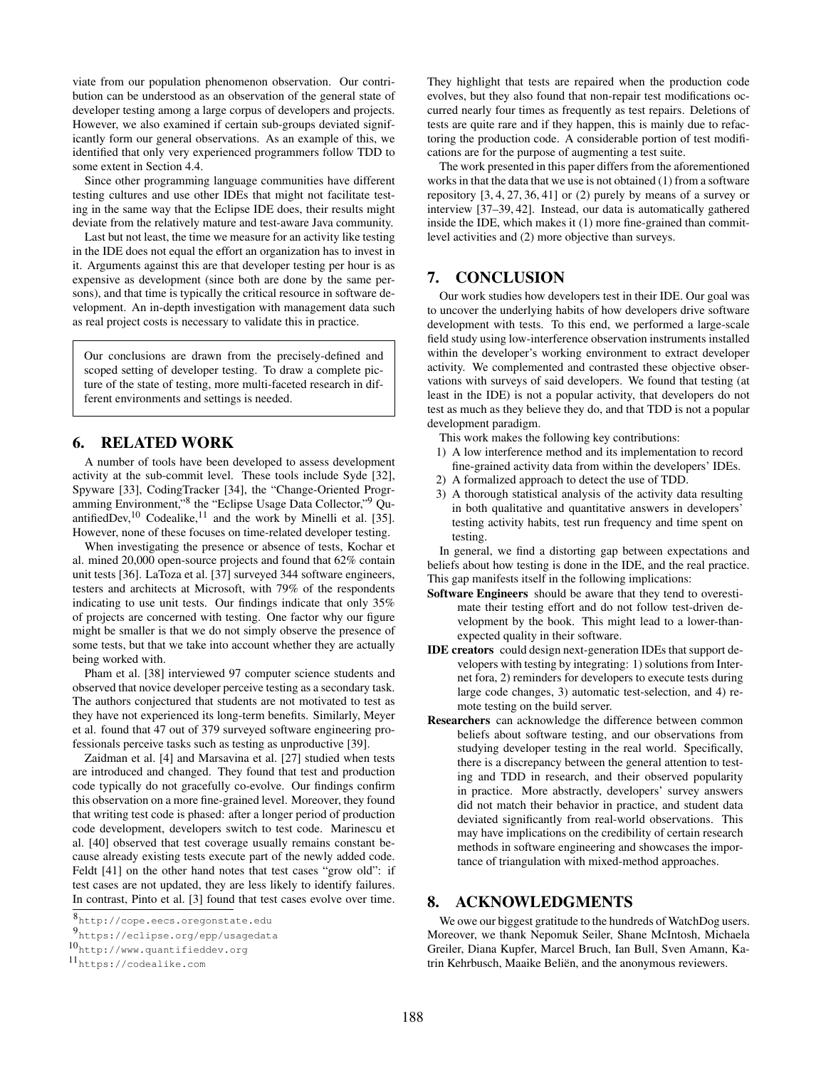viate from our population phenomenon observation. Our contribution can be understood as an observation of the general state of developer testing among a large corpus of developers and projects. However, we also examined if certain sub-groups deviated significantly form our general observations. As an example of this, we identified that only very experienced programmers follow TDD to some extent in Section 4.4.

Since other programming language communities have different testing cultures and use other IDEs that might not facilitate testing in the same way that the Eclipse IDE does, their results might deviate from the relatively mature and test-aware Java community.

Last but not least, the time we measure for an activity like testing in the IDE does not equal the effort an organization has to invest in it. Arguments against this are that developer testing per hour is as expensive as development (since both are done by the same persons), and that time is typically the critical resource in software development. An in-depth investigation with management data such as real project costs is necessary to validate this in practice.

> Our conclusions are drawn from the precisely-defined and scoped setting of developer testing. To draw a complete picture of the state of testing, more multi-faceted research in different environments and settings is needed.

## 6. RELATED WORK

A number of tools have been developed to assess development activity at the sub-commit level. These tools include Syde [32], Spyware [33], CodingTracker [34], the "Change-Oriented Programming Environment,"[8] the "Eclipse Usage Data Collector,"[9] QuantifiedDev,[10] Codealike,[11] and the work by Minelli et al. [35]. However, none of these focuses on time-related developer testing.

When investigating the presence or absence of tests, Kochar et al. mined 20,000 open-source projects and found that 62% contain unit tests [36]. LaToza et al. [37] surveyed 344 software engineers, testers and architects at Microsoft, with 79% of the respondents indicating to use unit tests. Our findings indicate that only 35% of projects are concerned with testing. One factor why our figure might be smaller is that we do not simply observe the presence of some tests, but that we take into account whether they are actually being worked with.

Pham et al. [38] interviewed 97 computer science students and observed that novice developer perceive testing as a secondary task. The authors conjectured that students are not motivated to test as they have not experienced its long-term benefits. Similarly, Meyer et al. found that 47 out of 379 surveyed software engineering professionals perceive tasks such as testing as unproductive [39].

Zaidman et al. [4] and Marsavina et al. [27] studied when tests are introduced and changed. They found that test and production code typically do not gracefully co-evolve. Our findings confirm this observation on a more fine-grained level. Moreover, they found that writing test code is phased: after a longer period of production code development, developers switch to test code. Marinescu et al. [40] observed that test coverage usually remains constant because already existing tests execute part of the newly added code. Feldt [41] on the other hand notes that test cases "grow old": if test cases are not updated, they are less likely to identify failures. In contrast, Pinto et al. [3] found that test cases evolve over time. They highlight that tests are repaired when the production code evolves, but they also found that non-repair test modifications occurred nearly four times as frequently as test repairs. Deletions of tests are quite rare and if they happen, this is mainly due to refactoring the production code. A considerable portion of test modifications are for the purpose of augmenting a test suite.

The work presented in this paper differs from the aforementioned works in that the data that we use is not obtained (1) from a software repository [3, 4, 27, 36, 41] or (2) purely by means of a survey or interview [37–39, 42]. Instead, our data is automatically gathered inside the IDE, which makes it (1) more fine-grained than commit-level activities and (2) more objective than surveys.

## 7. CONCLUSION

Our work studies how developers test in their IDE. Our goal was to uncover the underlying habits of how developers drive software development with tests. To this end, we performed a large-scale field study using low-interference observation instruments installed within the developer's working environment to extract developer activity. We complemented and contrasted these objective observations with surveys of said developers. We found that testing (at least in the IDE) is not a popular activity, that developers do not test as much as they believe they do, and that TDD is not a popular development paradigm.

This work makes the following key contributions:

1) A low interference method and its implementation to record fine-grained activity data from within the developers' IDEs.
2) A formalized approach to detect the use of TDD.
3) A thorough statistical analysis of the activity data resulting in both qualitative and quantitative answers in developers' testing activity habits, test run frequency and time spent on testing.

In general, we find a distorting gap between expectations and beliefs about how testing is done in the IDE, and the real practice. This gap manifests itself in the following implications:

**Software Engineers** should be aware that they tend to overestimate their testing effort and do not follow test-driven development by the book. This might lead to a lower-than-expected quality in their software.

**IDE creators** could design next-generation IDEs that support developers with testing by integrating: 1) solutions from Internet fora, 2) reminders for developers to execute tests during large code changes, 3) automatic test-selection, and 4) remote testing on the build server.

**Researchers** can acknowledge the difference between common beliefs about software testing, and our observations from studying developer testing in the real world. Specifically, there is a discrepancy between the general attention to testing and TDD in research, and their observed popularity in practice. More abstractly, developers' survey answers did not match their behavior in practice, and student data deviated significantly from real-world observations. This may have implications on the credibility of certain research methods in software engineering and showcases the importance of triangulation with mixed-method approaches.

## 8. ACKNOWLEDGMENTS

We owe our biggest gratitude to the hundreds of WatchDog users. Moreover, we thank Nepomuk Seiler, Shane McIntosh, Michaela Greiler, Diana Kupfer, Marcel Bruch, Ian Bull, Sven Amann, Katrin Kehrbusch, Maaike Beliën, and the anonymous reviewers.

---

[8] http://cope.eecs.oregonstate.edu

[9] https://eclipse.org/epp/usagedata

[10] http://www.quantifieddev.org

[11] https://codealike.com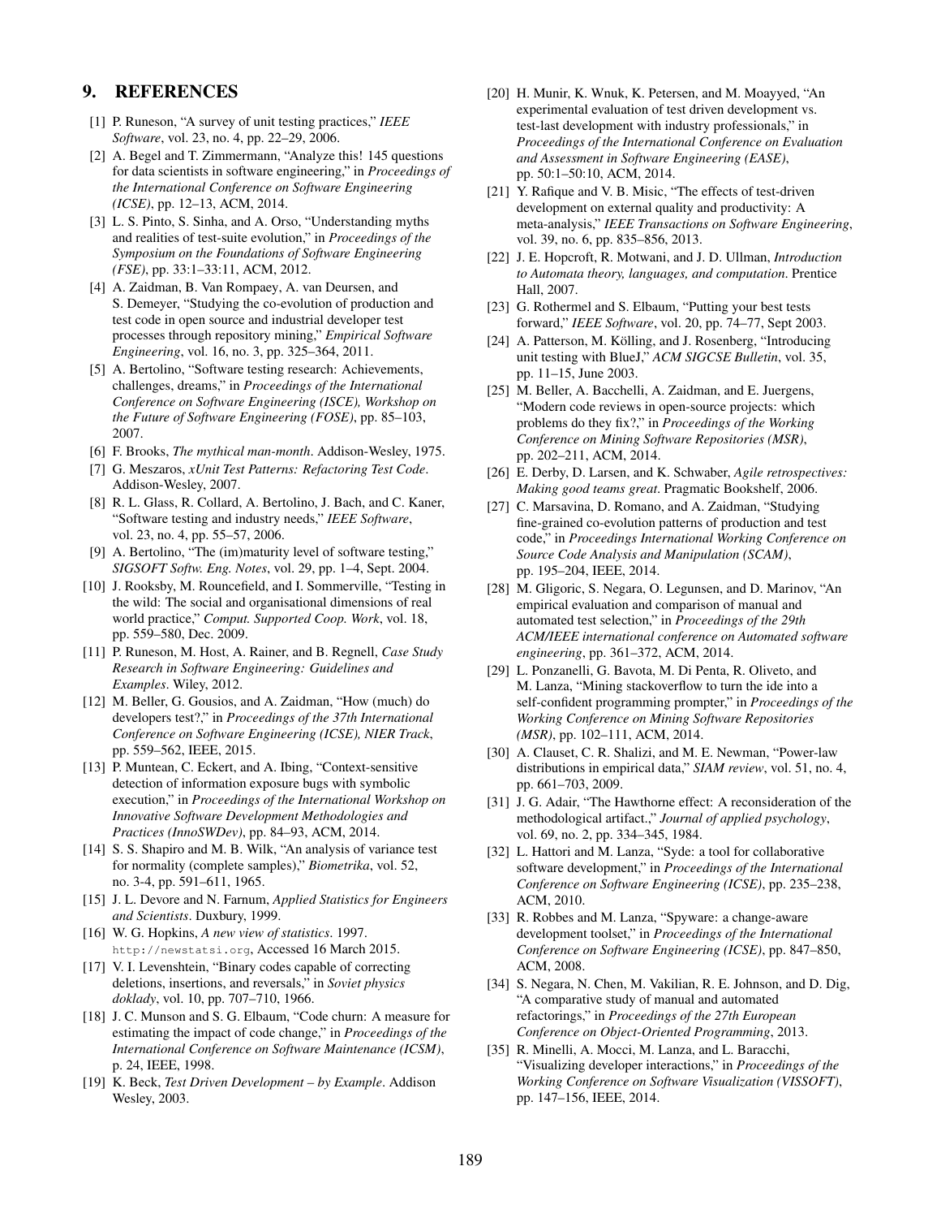## 9. REFERENCES

[1] P. Runeson, "A survey of unit testing practices," *IEEE Software*, vol. 23, no. 4, pp. 22–29, 2006.

[2] A. Begel and T. Zimmermann, "Analyze this! 145 questions for data scientists in software engineering," in *Proceedings of the International Conference on Software Engineering (ICSE)*, pp. 12–13, ACM, 2014.

[3] L. S. Pinto, S. Sinha, and A. Orso, "Understanding myths and realities of test-suite evolution," in *Proceedings of the Symposium on the Foundations of Software Engineering (FSE)*, pp. 33:1–33:11, ACM, 2012.

[4] A. Zaidman, B. Van Rompaey, A. van Deursen, and S. Demeyer, "Studying the co-evolution of production and test code in open source and industrial developer test processes through repository mining," *Empirical Software Engineering*, vol. 16, no. 3, pp. 325–364, 2011.

[5] A. Bertolino, "Software testing research: Achievements, challenges, dreams," in *Proceedings of the International Conference on Software Engineering (ISCE), Workshop on the Future of Software Engineering (FOSE)*, pp. 85–103, 2007.

[6] F. Brooks, *The mythical man-month*. Addison-Wesley, 1975.

[7] G. Meszaros, *xUnit Test Patterns: Refactoring Test Code*. Addison-Wesley, 2007.

[8] R. L. Glass, R. Collard, A. Bertolino, J. Bach, and C. Kaner, "Software testing and industry needs," *IEEE Software*, vol. 23, no. 4, pp. 55–57, 2006.

[9] A. Bertolino, "The (im)maturity level of software testing," *SIGSOFT Softw. Eng. Notes*, vol. 29, pp. 1–4, Sept. 2004.

[10] J. Rooksby, M. Rouncefield, and I. Sommerville, "Testing in the wild: The social and organisational dimensions of real world practice," *Comput. Supported Coop. Work*, vol. 18, pp. 559–580, Dec. 2009.

[11] P. Runeson, M. Host, A. Rainer, and B. Regnell, *Case Study Research in Software Engineering: Guidelines and Examples*. Wiley, 2012.

[12] M. Beller, G. Gousios, and A. Zaidman, "How (much) do developers test?," in *Proceedings of the 37th International Conference on Software Engineering (ICSE), NIER Track*, pp. 559–562, IEEE, 2015.

[13] P. Muntean, C. Eckert, and A. Ibing, "Context-sensitive detection of information exposure bugs with symbolic execution," in *Proceedings of the International Workshop on Innovative Software Development Methodologies and Practices (InnoSWDev)*, pp. 84–93, ACM, 2014.

[14] S. S. Shapiro and M. B. Wilk, "An analysis of variance test for normality (complete samples)," *Biometrika*, vol. 52, no. 3-4, pp. 591–611, 1965.

[15] J. L. Devore and N. Farnum, *Applied Statistics for Engineers and Scientists*. Duxbury, 1999.

[16] W. G. Hopkins, *A new view of statistics*. 1997. http://newstatsi.org, Accessed 16 March 2015.

[17] V. I. Levenshtein, "Binary codes capable of correcting deletions, insertions, and reversals," in *Soviet physics doklady*, vol. 10, pp. 707–710, 1966.

[18] J. C. Munson and S. G. Elbaum, "Code churn: A measure for estimating the impact of code change," in *Proceedings of the International Conference on Software Maintenance (ICSM)*, p. 24, IEEE, 1998.

[19] K. Beck, *Test Driven Development – by Example*. Addison Wesley, 2003.

[20] H. Munir, K. Wnuk, K. Petersen, and M. Moayyed, "An experimental evaluation of test driven development vs. test-last development with industry professionals," in *Proceedings of the International Conference on Evaluation and Assessment in Software Engineering (EASE)*, pp. 50:1–50:10, ACM, 2014.

[21] Y. Rafique and V. B. Misic, "The effects of test-driven development on external quality and productivity: A meta-analysis," *IEEE Transactions on Software Engineering*, vol. 39, no. 6, pp. 835–856, 2013.

[22] J. E. Hopcroft, R. Motwani, and J. D. Ullman, *Introduction to Automata theory, languages, and computation*. Prentice Hall, 2007.

[23] G. Rothermel and S. Elbaum, "Putting your best tests forward," *IEEE Software*, vol. 20, pp. 74–77, Sept 2003.

[24] A. Patterson, M. Kölling, and J. Rosenberg, "Introducing unit testing with BlueJ," *ACM SIGCSE Bulletin*, vol. 35, pp. 11–15, June 2003.

[25] M. Beller, A. Bacchelli, A. Zaidman, and E. Juergens, "Modern code reviews in open-source projects: which problems do they fix?," in *Proceedings of the Working Conference on Mining Software Repositories (MSR)*, pp. 202–211, ACM, 2014.

[26] E. Derby, D. Larsen, and K. Schwaber, *Agile retrospectives: Making good teams great*. Pragmatic Bookshelf, 2006.

[27] C. Marsavina, D. Romano, and A. Zaidman, "Studying fine-grained co-evolution patterns of production and test code," in *Proceedings International Working Conference on Source Code Analysis and Manipulation (SCAM)*, pp. 195–204, IEEE, 2014.

[28] M. Gligoric, S. Negara, O. Legunsen, and D. Marinov, "An empirical evaluation and comparison of manual and automated test selection," in *Proceedings of the 29th ACM/IEEE international conference on Automated software engineering*, pp. 361–372, ACM, 2014.

[29] L. Ponzanelli, G. Bavota, M. Di Penta, R. Oliveto, and M. Lanza, "Mining stackoverflow to turn the ide into a self-confident programming prompter," in *Proceedings of the Working Conference on Mining Software Repositories (MSR)*, pp. 102–111, ACM, 2014.

[30] A. Clauset, C. R. Shalizi, and M. E. Newman, "Power-law distributions in empirical data," *SIAM review*, vol. 51, no. 4, pp. 661–703, 2009.

[31] J. G. Adair, "The Hawthorne effect: A reconsideration of the methodological artifact.," *Journal of applied psychology*, vol. 69, no. 2, pp. 334–345, 1984.

[32] L. Hattori and M. Lanza, "Syde: a tool for collaborative software development," in *Proceedings of the International Conference on Software Engineering (ICSE)*, pp. 235–238, ACM, 2010.

[33] R. Robbes and M. Lanza, "Spyware: a change-aware development toolset," in *Proceedings of the International Conference on Software Engineering (ICSE)*, pp. 847–850, ACM, 2008.

[34] S. Negara, N. Chen, M. Vakilian, R. E. Johnson, and D. Dig, "A comparative study of manual and automated refactorings," in *Proceedings of the 27th European Conference on Object-Oriented Programming*, 2013.

[35] R. Minelli, A. Mocci, M. Lanza, and L. Baracchi, "Visualizing developer interactions," in *Proceedings of the Working Conference on Software Visualization (VISSOFT)*, pp. 147–156, IEEE, 2014.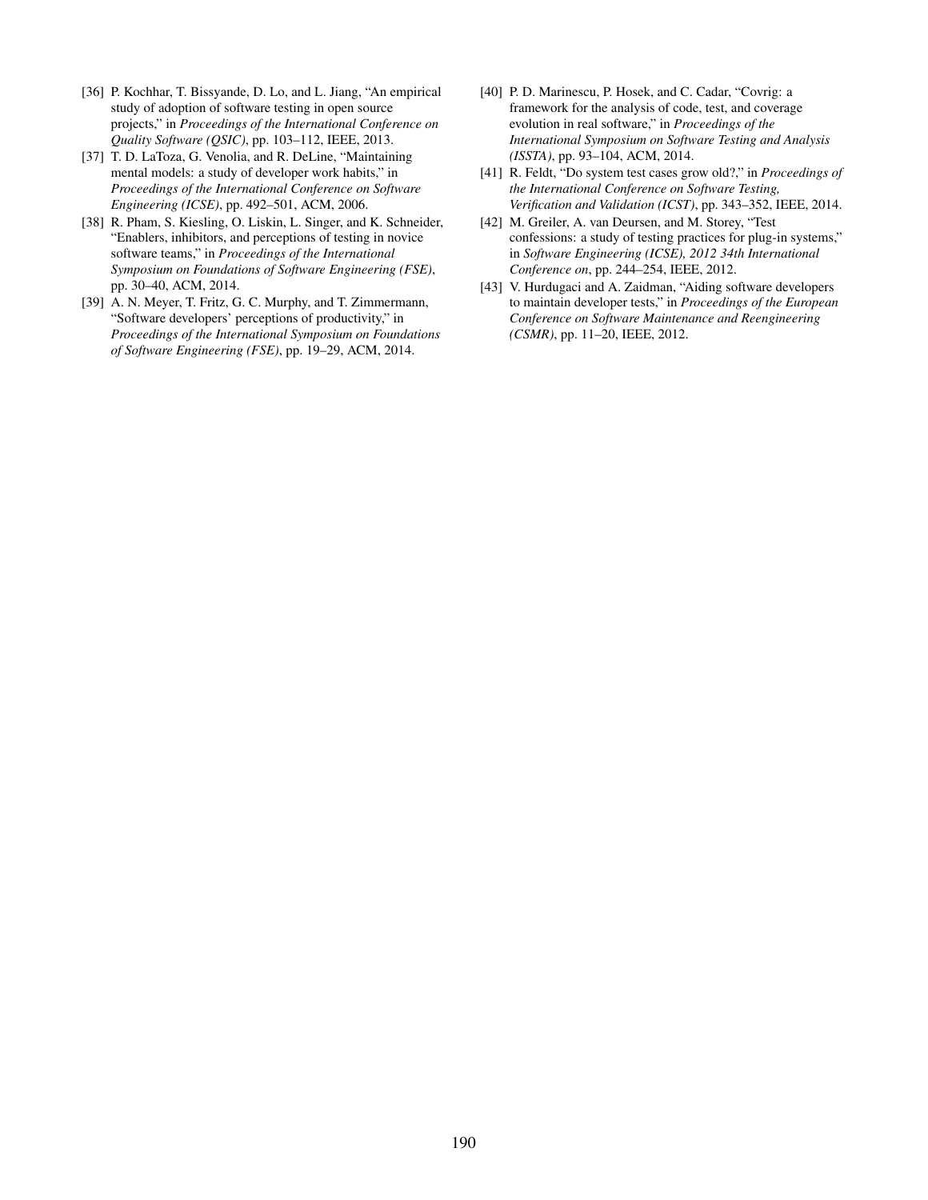[36] P. Kochhar, T. Bissyande, D. Lo, and L. Jiang, "An empirical study of adoption of software testing in open source projects," in *Proceedings of the International Conference on Quality Software (QSIC)*, pp. 103–112, IEEE, 2013.

[37] T. D. LaToza, G. Venolia, and R. DeLine, "Maintaining mental models: a study of developer work habits," in *Proceedings of the International Conference on Software Engineering (ICSE)*, pp. 492–501, ACM, 2006.

[38] R. Pham, S. Kiesling, O. Liskin, L. Singer, and K. Schneider, "Enablers, inhibitors, and perceptions of testing in novice software teams," in *Proceedings of the International Symposium on Foundations of Software Engineering (FSE)*, pp. 30–40, ACM, 2014.

[39] A. N. Meyer, T. Fritz, G. C. Murphy, and T. Zimmermann, "Software developers' perceptions of productivity," in *Proceedings of the International Symposium on Foundations of Software Engineering (FSE)*, pp. 19–29, ACM, 2014.

[40] P. D. Marinescu, P. Hosek, and C. Cadar, "Covrig: a framework for the analysis of code, test, and coverage evolution in real software," in *Proceedings of the International Symposium on Software Testing and Analysis (ISSTA)*, pp. 93–104, ACM, 2014.

[41] R. Feldt, "Do system test cases grow old?," in *Proceedings of the International Conference on Software Testing, Verification and Validation (ICST)*, pp. 343–352, IEEE, 2014.

[42] M. Greiler, A. van Deursen, and M. Storey, "Test confessions: a study of testing practices for plug-in systems," in *Software Engineering (ICSE), 2012 34th International Conference on*, pp. 244–254, IEEE, 2012.

[43] V. Hurdugaci and A. Zaidman, "Aiding software developers to maintain developer tests," in *Proceedings of the European Conference on Software Maintenance and Reengineering (CSMR)*, pp. 11–20, IEEE, 2012.